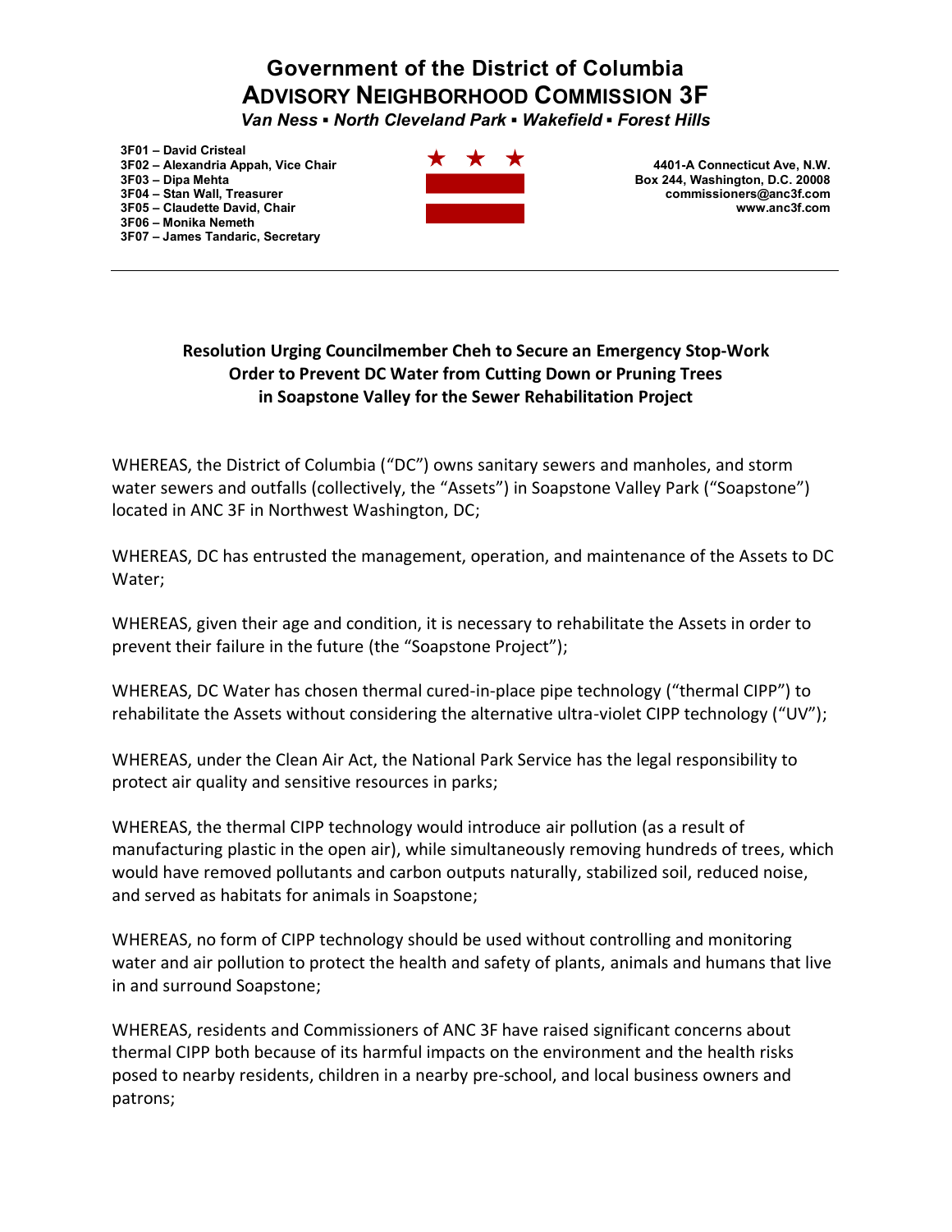# Government of the District of Columbia
# ADVISORY NEIGHBORHOOD COMMISSION 3F

*Van Ness ▪ North Cleveland Park ▪ Wakefield ▪ Forest Hills*

**3F01 – David Cristeal**
**3F02 – Alexandria Appah, Vice Chair**
**3F03 – Dipa Mehta**
**3F04 – Stan Wall, Treasurer**
**3F05 – Claudette David, Chair**
**3F06 – Monika Nemeth**
**3F07 – James Tandaric, Secretary**

**4401-A Connecticut Ave, N.W.**
**Box 244, Washington, D.C. 20008**
**commissioners@anc3f.com**
**www.anc3f.com**

---

## Resolution Urging Councilmember Cheh to Secure an Emergency Stop-Work Order to Prevent DC Water from Cutting Down or Pruning Trees in Soapstone Valley for the Sewer Rehabilitation Project

WHEREAS, the District of Columbia ("DC") owns sanitary sewers and manholes, and storm water sewers and outfalls (collectively, the "Assets") in Soapstone Valley Park ("Soapstone") located in ANC 3F in Northwest Washington, DC;

WHEREAS, DC has entrusted the management, operation, and maintenance of the Assets to DC Water;

WHEREAS, given their age and condition, it is necessary to rehabilitate the Assets in order to prevent their failure in the future (the "Soapstone Project");

WHEREAS, DC Water has chosen thermal cured-in-place pipe technology ("thermal CIPP") to rehabilitate the Assets without considering the alternative ultra-violet CIPP technology ("UV");

WHEREAS, under the Clean Air Act, the National Park Service has the legal responsibility to protect air quality and sensitive resources in parks;

WHEREAS, the thermal CIPP technology would introduce air pollution (as a result of manufacturing plastic in the open air), while simultaneously removing hundreds of trees, which would have removed pollutants and carbon outputs naturally, stabilized soil, reduced noise, and served as habitats for animals in Soapstone;

WHEREAS, no form of CIPP technology should be used without controlling and monitoring water and air pollution to protect the health and safety of plants, animals and humans that live in and surround Soapstone;

WHEREAS, residents and Commissioners of ANC 3F have raised significant concerns about thermal CIPP both because of its harmful impacts on the environment and the health risks posed to nearby residents, children in a nearby pre-school, and local business owners and patrons;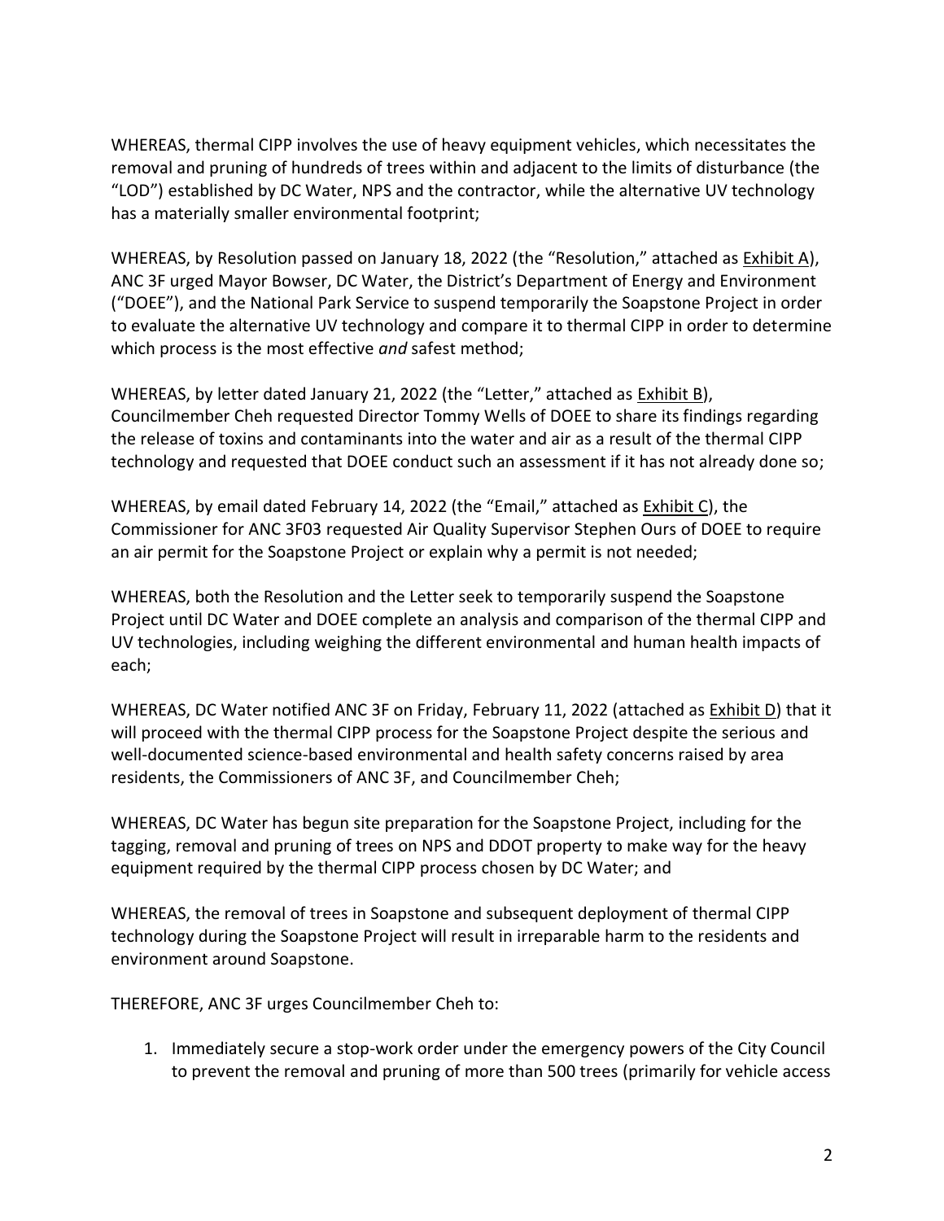WHEREAS, thermal CIPP involves the use of heavy equipment vehicles, which necessitates the removal and pruning of hundreds of trees within and adjacent to the limits of disturbance (the "LOD") established by DC Water, NPS and the contractor, while the alternative UV technology has a materially smaller environmental footprint;

WHEREAS, by Resolution passed on January 18, 2022 (the "Resolution," attached as Exhibit A), ANC 3F urged Mayor Bowser, DC Water, the District's Department of Energy and Environment ("DOEE"), and the National Park Service to suspend temporarily the Soapstone Project in order to evaluate the alternative UV technology and compare it to thermal CIPP in order to determine which process is the most effective *and* safest method;

WHEREAS, by letter dated January 21, 2022 (the "Letter," attached as Exhibit B), Councilmember Cheh requested Director Tommy Wells of DOEE to share its findings regarding the release of toxins and contaminants into the water and air as a result of the thermal CIPP technology and requested that DOEE conduct such an assessment if it has not already done so;

WHEREAS, by email dated February 14, 2022 (the "Email," attached as Exhibit C), the Commissioner for ANC 3F03 requested Air Quality Supervisor Stephen Ours of DOEE to require an air permit for the Soapstone Project or explain why a permit is not needed;

WHEREAS, both the Resolution and the Letter seek to temporarily suspend the Soapstone Project until DC Water and DOEE complete an analysis and comparison of the thermal CIPP and UV technologies, including weighing the different environmental and human health impacts of each;

WHEREAS, DC Water notified ANC 3F on Friday, February 11, 2022 (attached as Exhibit D) that it will proceed with the thermal CIPP process for the Soapstone Project despite the serious and well-documented science-based environmental and health safety concerns raised by area residents, the Commissioners of ANC 3F, and Councilmember Cheh;

WHEREAS, DC Water has begun site preparation for the Soapstone Project, including for the tagging, removal and pruning of trees on NPS and DDOT property to make way for the heavy equipment required by the thermal CIPP process chosen by DC Water; and

WHEREAS, the removal of trees in Soapstone and subsequent deployment of thermal CIPP technology during the Soapstone Project will result in irreparable harm to the residents and environment around Soapstone.

THEREFORE, ANC 3F urges Councilmember Cheh to:

1. Immediately secure a stop-work order under the emergency powers of the City Council to prevent the removal and pruning of more than 500 trees (primarily for vehicle access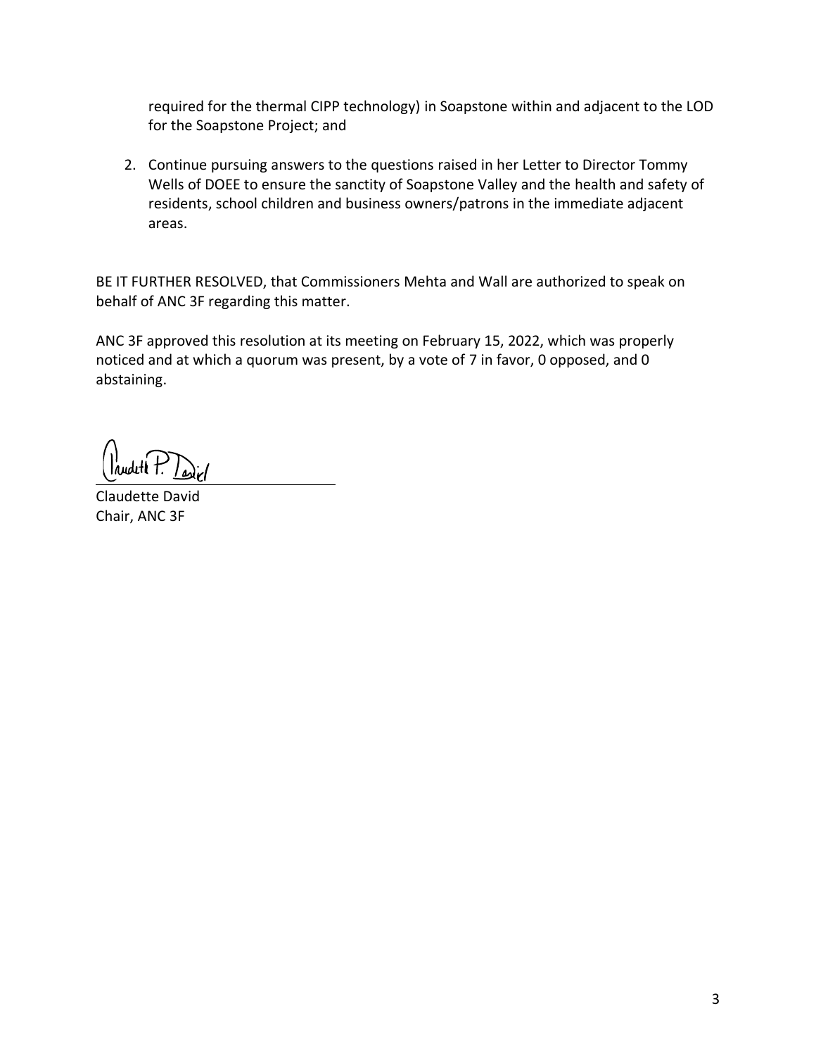required for the thermal CIPP technology) in Soapstone within and adjacent to the LOD for the Soapstone Project; and

2. Continue pursuing answers to the questions raised in her Letter to Director Tommy Wells of DOEE to ensure the sanctity of Soapstone Valley and the health and safety of residents, school children and business owners/patrons in the immediate adjacent areas.

BE IT FURTHER RESOLVED, that Commissioners Mehta and Wall are authorized to speak on behalf of ANC 3F regarding this matter.

ANC 3F approved this resolution at its meeting on February 15, 2022, which was properly noticed and at which a quorum was present, by a vote of 7 in favor, 0 opposed, and 0 abstaining.

Claudette P. David

Claudette David
Chair, ANC 3F